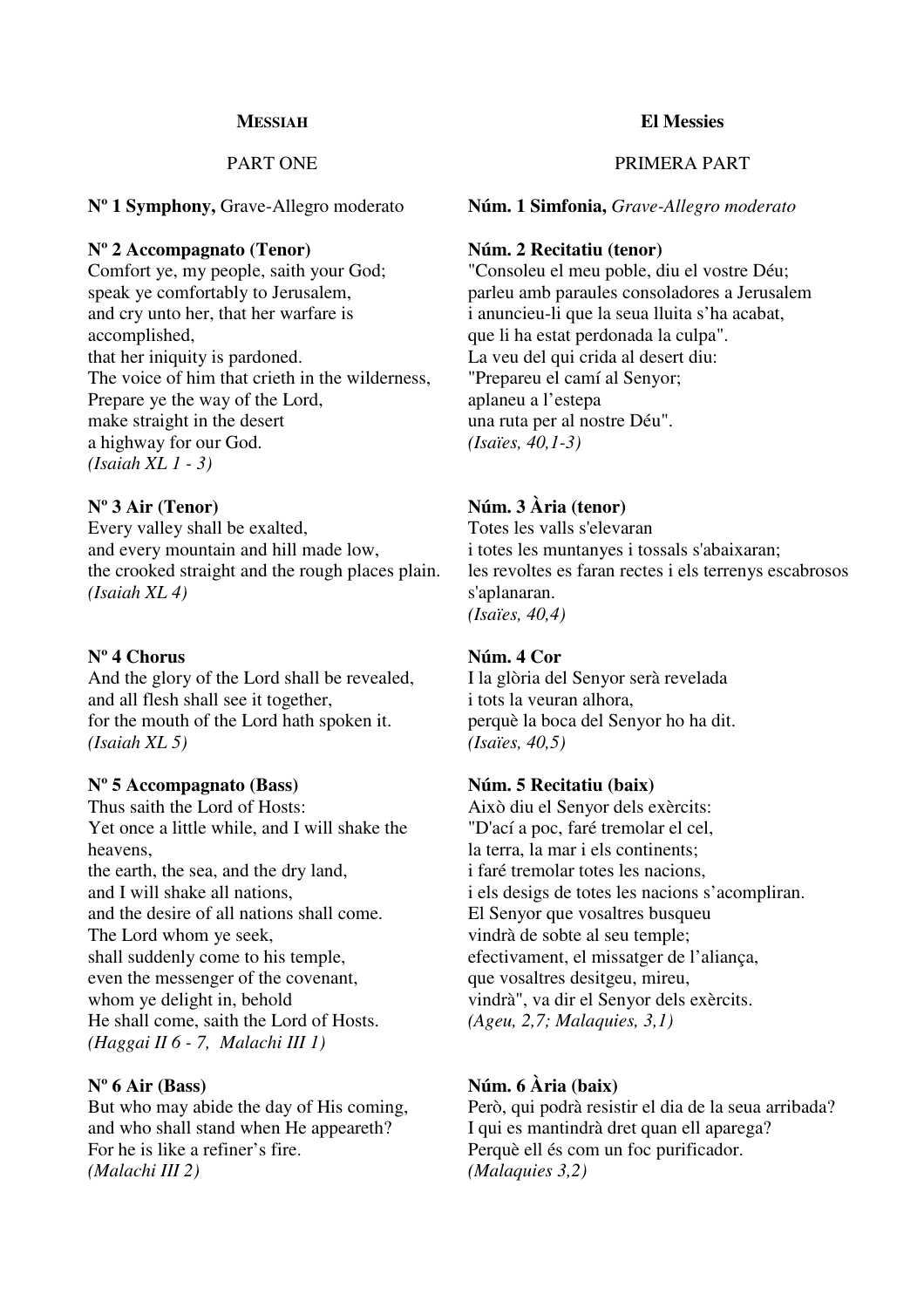**MESSIAH**

PART ONE

**Nº 1 Symphony,** Grave-Allegro moderato

**Nº 2 Accompagnato (Tenor)**
Comfort ye, my people, saith your God;
speak ye comfortably to Jerusalem,
and cry unto her, that her warfare is accomplished,
that her iniquity is pardoned.
The voice of him that crieth in the wilderness,
Prepare ye the way of the Lord,
make straight in the desert
a highway for our God.
*(Isaiah XL 1 - 3)*

**Nº 3 Air (Tenor)**
Every valley shall be exalted,
and every mountain and hill made low,
the crooked straight and the rough places plain.
*(Isaiah XL 4)*

**Nº 4 Chorus**
And the glory of the Lord shall be revealed,
and all flesh shall see it together,
for the mouth of the Lord hath spoken it.
*(Isaiah XL 5)*

**Nº 5 Accompagnato (Bass)**
Thus saith the Lord of Hosts:
Yet once a little while, and I will shake the heavens,
the earth, the sea, and the dry land,
and I will shake all nations,
and the desire of all nations shall come.
The Lord whom ye seek,
shall suddenly come to his temple,
even the messenger of the covenant,
whom ye delight in, behold
He shall come, saith the Lord of Hosts.
*(Haggai II 6 - 7, Malachi III 1)*

**Nº 6 Air (Bass)**
But who may abide the day of His coming,
and who shall stand when He appeareth?
For he is like a refiner's fire.
*(Malachi III 2)*

**El Messies**

PRIMERA PART

**Núm. 1 Simfonia,** *Grave-Allegro moderato*

**Núm. 2 Recitatiu (tenor)**
"Consoleu el meu poble, diu el vostre Déu;
parleu amb paraules consoladores a Jerusalem
i anuncieu-li que la seua lluita s'ha acabat,
que li ha estat perdonada la culpa".
La veu del qui crida al desert diu:
"Prepareu el camí al Senyor;
aplaneu a l'estepa
una ruta per al nostre Déu".
*(Isaïes, 40,1-3)*

**Núm. 3 Ària (tenor)**
Totes les valls s'elevaran
i totes les muntanyes i tossals s'abaixaran;
les revoltes es faran rectes i els terrenys escabrosos s'aplanaran.
*(Isaïes, 40,4)*

**Núm. 4 Cor**
I la glòria del Senyor serà revelada
i tots la veuran alhora,
perquè la boca del Senyor ho ha dit.
*(Isaïes, 40,5)*

**Núm. 5 Recitatiu (baix)**
Això diu el Senyor dels exèrcits:
"D'ací a poc, faré tremolar el cel,
la terra, la mar i els continents;
i faré tremolar totes les nacions,
i els desigs de totes les nacions s'acompliran.
El Senyor que vosaltres busqueu
vindrà de sobte al seu temple;
efectivament, el missatger de l'aliança,
que vosaltres desitgeu, mireu,
vindrà", va dir el Senyor dels exèrcits.
*(Ageu, 2,7; Malaquies, 3,1)*

**Núm. 6 Ària (baix)**
Però, qui podrà resistir el dia de la seua arribada?
I qui es mantindrà dret quan ell aparega?
Perquè ell és com un foc purificador.
*(Malaquies 3,2)*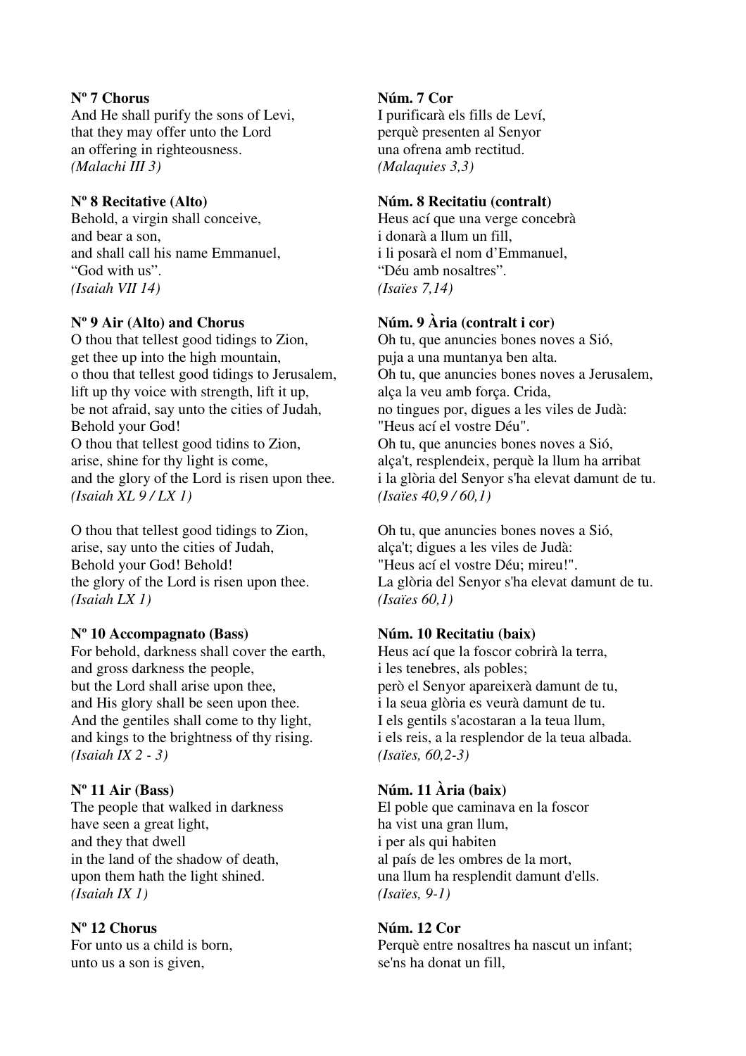**Nº 7 Chorus**
And He shall purify the sons of Levi,
that they may offer unto the Lord
an offering in righteousness.
*(Malachi III 3)*

**Nº 8 Recitative (Alto)**
Behold, a virgin shall conceive,
and bear a son,
and shall call his name Emmanuel,
“God with us”.
*(Isaiah VII 14)*

**Nº 9 Air (Alto) and Chorus**
O thou that tellest good tidings to Zion,
get thee up into the high mountain,
o thou that tellest good tidings to Jerusalem,
lift up thy voice with strength, lift it up,
be not afraid, say unto the cities of Judah,
Behold your God!
O thou that tellest good tidins to Zion,
arise, shine for thy light is come,
and the glory of the Lord is risen upon thee.
*(Isaiah XL 9 / LX 1)*

O thou that tellest good tidings to Zion,
arise, say unto the cities of Judah,
Behold your God! Behold!
the glory of the Lord is risen upon thee.
*(Isaiah LX 1)*

**Nº 10 Accompagnato (Bass)**
For behold, darkness shall cover the earth,
and gross darkness the people,
but the Lord shall arise upon thee,
and His glory shall be seen upon thee.
And the gentiles shall come to thy light,
and kings to the brightness of thy rising.
*(Isaiah IX 2 - 3)*

**Nº 11 Air (Bass)**
The people that walked in darkness
have seen a great light,
and they that dwell
in the land of the shadow of death,
upon them hath the light shined.
*(Isaiah IX 1)*

**Nº 12 Chorus**
For unto us a child is born,
unto us a son is given,

**Núm. 7 Cor**
I purificarà els fills de Leví,
perquè presenten al Senyor
una ofrena amb rectitud.
*(Malaquies 3,3)*

**Núm. 8 Recitatiu (contralt)**
Heus ací que una verge concebrà
i donarà a llum un fill,
i li posarà el nom d’Emmanuel,
“Déu amb nosaltres”.
*(Isaïes 7,14)*

**Núm. 9 Ària (contralt i cor)**
Oh tu, que anuncies bones noves a Sió,
puja a una muntanya ben alta.
Oh tu, que anuncies bones noves a Jerusalem,
alça la veu amb força. Crida,
no tingues por, digues a les viles de Judà:
"Heus ací el vostre Déu".
Oh tu, que anuncies bones noves a Sió,
alça't, resplendeix, perquè la llum ha arribat
i la glòria del Senyor s'ha elevat damunt de tu.
*(Isaïes 40,9 / 60,1)*

Oh tu, que anuncies bones noves a Sió,
alça't; digues a les viles de Judà:
"Heus ací el vostre Déu; mireu!".
La glòria del Senyor s'ha elevat damunt de tu.
*(Isaïes 60,1)*

**Núm. 10 Recitatiu (baix)**
Heus ací que la foscor cobrirà la terra,
i les tenebres, als pobles;
però el Senyor apareixerà damunt de tu,
i la seua glòria es veurà damunt de tu.
I els gentils s'acostaran a la teua llum,
i els reis, a la resplendor de la teua albada.
*(Isaïes, 60,2-3)*

**Núm. 11 Ària (baix)**
El poble que caminava en la foscor
ha vist una gran llum,
i per als qui habiten
al país de les ombres de la mort,
una llum ha resplendit damunt d'ells.
*(Isaïes, 9-1)*

**Núm. 12 Cor**
Perquè entre nosaltres ha nascut un infant;
se'ns ha donat un fill,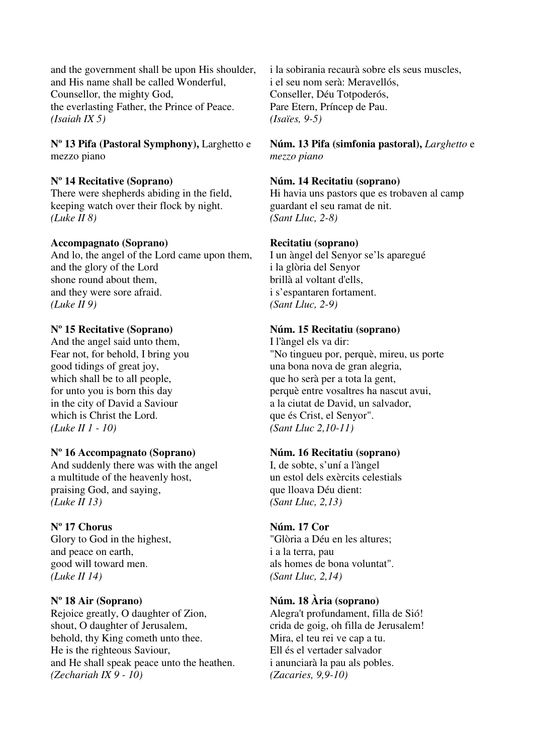and the government shall be upon His shoulder,
and His name shall be called Wonderful,
Counsellor, the mighty God,
the everlasting Father, the Prince of Peace.
*(Isaiah IX 5)*

**Nº 13 Pifa (Pastoral Symphony),** Larghetto e mezzo piano

**Nº 14 Recitative (Soprano)**
There were shepherds abiding in the field,
keeping watch over their flock by night.
*(Luke II 8)*

**Accompagnato (Soprano)**
And lo, the angel of the Lord came upon them,
and the glory of the Lord
shone round about them,
and they were sore afraid.
*(Luke II 9)*

**Nº 15 Recitative (Soprano)**
And the angel said unto them,
Fear not, for behold, I bring you
good tidings of great joy,
which shall be to all people,
for unto you is born this day
in the city of David a Saviour
which is Christ the Lord.
*(Luke II 1 - 10)*

**Nº 16 Accompagnato (Soprano)**
And suddenly there was with the angel
a multitude of the heavenly host,
praising God, and saying,
*(Luke II 13)*

**Nº 17 Chorus**
Glory to God in the highest,
and peace on earth,
good will toward men.
*(Luke II 14)*

**Nº 18 Air (Soprano)**
Rejoice greatly, O daughter of Zion,
shout, O daughter of Jerusalem,
behold, thy King cometh unto thee.
He is the righteous Saviour,
and He shall speak peace unto the heathen.
*(Zechariah IX 9 - 10)*

i la sobirania recaurà sobre els seus muscles,
i el seu nom serà: Meravellós,
Conseller, Déu Totpoderós,
Pare Etern, Príncep de Pau.
*(Isaïes, 9-5)*

**Núm. 13 Pifa (simfonia pastoral),** *Larghetto* e *mezzo piano*

**Núm. 14 Recitatiu (soprano)**
Hi havia uns pastors que es trobaven al camp
guardant el seu ramat de nit.
*(Sant Lluc, 2-8)*

**Recitatiu (soprano)**
I un àngel del Senyor se'ls aparegué
i la glòria del Senyor
brillà al voltant d'ells,
i s'espantaren fortament.
*(Sant Lluc, 2-9)*

**Núm. 15 Recitatiu (soprano)**
I l'àngel els va dir:
"No tingueu por, perquè, mireu, us porte
una bona nova de gran alegria,
que ho serà per a tota la gent,
perquè entre vosaltres ha nascut avui,
a la ciutat de David, un salvador,
que és Crist, el Senyor".
*(Sant Lluc 2,10-11)*

**Núm. 16 Recitatiu (soprano)**
I, de sobte, s'uní a l'àngel
un estol dels exèrcits celestials
que lloava Déu dient:
*(Sant Lluc, 2,13)*

**Núm. 17 Cor**
"Glòria a Déu en les altures;
i a la terra, pau
als homes de bona voluntat".
*(Sant Lluc, 2,14)*

**Núm. 18 Ària (soprano)**
Alegra't profundament, filla de Sió!
crida de goig, oh filla de Jerusalem!
Mira, el teu rei ve cap a tu.
Ell és el vertader salvador
i anunciarà la pau als pobles.
*(Zacaries, 9,9-10)*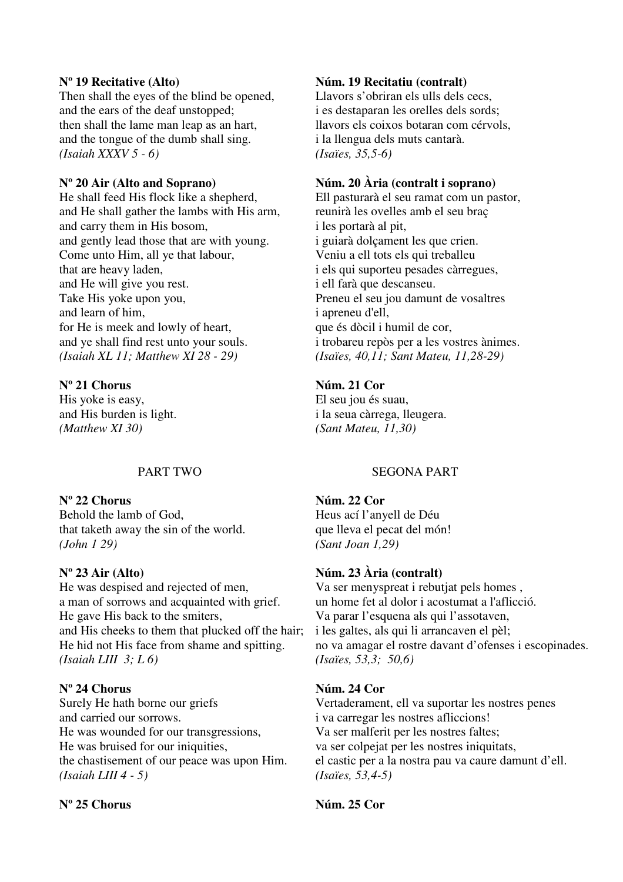**Nº 19 Recitative (Alto)**
Then shall the eyes of the blind be opened,
and the ears of the deaf unstopped;
then shall the lame man leap as an hart,
and the tongue of the dumb shall sing.
*(Isaiah XXXV 5 - 6)*

**Núm. 19 Recitatiu (contralt)**
Llavors s'obriran els ulls dels cecs,
i es destaparan les orelles dels sords;
llavors els coixos botaran com cérvols,
i la llengua dels muts cantarà.
*(Isaïes, 35,5-6)*

**Nº 20 Air (Alto and Soprano)**
He shall feed His flock like a shepherd,
and He shall gather the lambs with His arm,
and carry them in His bosom,
and gently lead those that are with young.
Come unto Him, all ye that labour,
that are heavy laden,
and He will give you rest.
Take His yoke upon you,
and learn of him,
for He is meek and lowly of heart,
and ye shall find rest unto your souls.
*(Isaiah XL 11; Matthew XI 28 - 29)*

**Núm. 20 Ària (contralt i soprano)**
Ell pasturarà el seu ramat com un pastor,
reunirà les ovelles amb el seu braç
i les portarà al pit,
i guiarà dolçament les que crien.
Veniu a ell tots els qui treballeu
i els qui suporteu pesades càrregues,
i ell farà que descanseu.
Preneu el seu jou damunt de vosaltres
i apreneu d'ell,
que és dòcil i humil de cor,
i trobareu repòs per a les vostres ànimes.
*(Isaïes, 40,11; Sant Mateu, 11,28-29)*

**Nº 21 Chorus**
His yoke is easy,
and His burden is light.
*(Matthew XI 30)*

**Núm. 21 Cor**
El seu jou és suau,
i la seua càrrega, lleugera.
*(Sant Mateu, 11,30)*

## PART TWO

## SEGONA PART

**Nº 22 Chorus**
Behold the lamb of God,
that taketh away the sin of the world.
*(John 1 29)*

**Núm. 22 Cor**
Heus ací l'anyell de Déu
que lleva el pecat del món!
*(Sant Joan 1,29)*

**Nº 23 Air (Alto)**
He was despised and rejected of men,
a man of sorrows and acquainted with grief.
He gave His back to the smiters,
and His cheeks to them that plucked off the hair;
He hid not His face from shame and spitting.
*(Isaiah LIII 3; L 6)*

**Núm. 23 Ària (contralt)**
Va ser menyspreat i rebutjat pels homes ,
un home fet al dolor i acostumat a l'aflicció.
Va parar l'esquena als qui l'assotaven,
i les galtes, als qui li arrancaven el pèl;
no va amagar el rostre davant d'ofenses i escopinades.
*(Isaïes, 53,3; 50,6)*

**Nº 24 Chorus**
Surely He hath borne our griefs
and carried our sorrows.
He was wounded for our transgressions,
He was bruised for our iniquities,
the chastisement of our peace was upon Him.
*(Isaiah LIII 4 - 5)*

**Núm. 24 Cor**
Vertaderament, ell va suportar les nostres penes
i va carregar les nostres afliccions!
Va ser malferit per les nostres faltes;
va ser colpejat per les nostres iniquitats,
el castic per a la nostra pau va caure damunt d'ell.
*(Isaïes, 53,4-5)*

**Nº 25 Chorus**

**Núm. 25 Cor**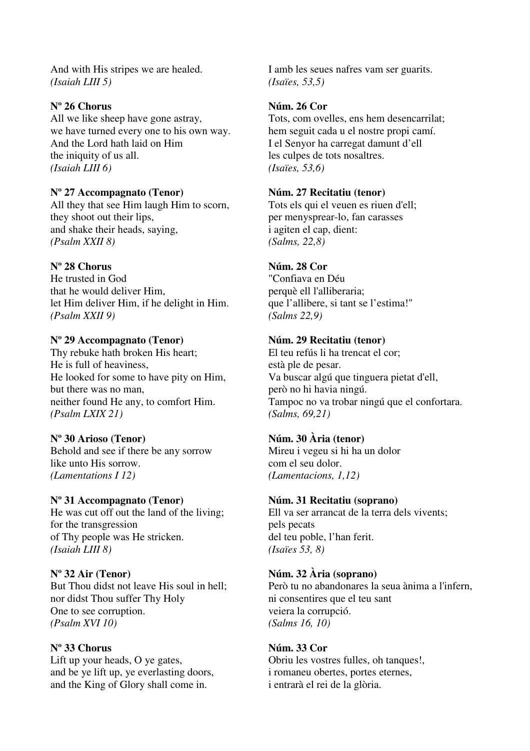And with His stripes we are healed.
*(Isaiah LIII 5)*

I amb les seues nafres vam ser guarits.
*(Isaïes, 53,5)*

**Nº 26 Chorus**
All we like sheep have gone astray,
we have turned every one to his own way.
And the Lord hath laid on Him
the iniquity of us all.
*(Isaiah LIII 6)*

**Núm. 26 Cor**
Tots, com ovelles, ens hem desencarrilat;
hem seguit cada u el nostre propi camí.
I el Senyor ha carregat damunt d'ell
les culpes de tots nosaltres.
*(Isaïes, 53,6)*

**Nº 27 Accompagnato (Tenor)**
All they that see Him laugh Him to scorn,
they shoot out their lips,
and shake their heads, saying,
*(Psalm XXII 8)*

**Núm. 27 Recitatiu (tenor)**
Tots els qui el veuen es riuen d'ell;
per menysprear-lo, fan carasses
i agiten el cap, dient:
*(Salms, 22,8)*

**Nº 28 Chorus**
He trusted in God
that he would deliver Him,
let Him deliver Him, if he delight in Him.
*(Psalm XXII 9)*

**Núm. 28 Cor**
"Confiava en Déu
perquè ell l'alliberaria;
que l'allibere, si tant se l'estima!"
*(Salms 22,9)*

**Nº 29 Accompagnato (Tenor)**
Thy rebuke hath broken His heart;
He is full of heaviness,
He looked for some to have pity on Him,
but there was no man,
neither found He any, to comfort Him.
*(Psalm LXIX 21)*

**Núm. 29 Recitatiu (tenor)**
El teu refús li ha trencat el cor;
està ple de pesar.
Va buscar algú que tinguera pietat d'ell,
però no hi havia ningú.
Tampoc no va trobar ningú que el confortara.
*(Salms, 69,21)*

**Nº 30 Arioso (Tenor)**
Behold and see if there be any sorrow
like unto His sorrow.
*(Lamentations I 12)*

**Núm. 30 Ària (tenor)**
Mireu i vegeu si hi ha un dolor
com el seu dolor.
*(Lamentacions, 1,12)*

**Nº 31 Accompagnato (Tenor)**
He was cut off out the land of the living;
for the transgression
of Thy people was He stricken.
*(Isaiah LIII 8)*

**Núm. 31 Recitatiu (soprano)**
Ell va ser arrancat de la terra dels vivents;
pels pecats
del teu poble, l'han ferit.
*(Isaïes 53, 8)*

**Nº 32 Air (Tenor)**
But Thou didst not leave His soul in hell;
nor didst Thou suffer Thy Holy
One to see corruption.
*(Psalm XVI 10)*

**Núm. 32 Ària (soprano)**
Però tu no abandonares la seua ànima a l'infern,
ni consentires que el teu sant
veiera la corrupció.
*(Salms 16, 10)*

**Nº 33 Chorus**
Lift up your heads, O ye gates,
and be ye lift up, ye everlasting doors,
and the King of Glory shall come in.

**Núm. 33 Cor**
Obriu les vostres fulles, oh tanques!,
i romaneu obertes, portes eternes,
i entrarà el rei de la glòria.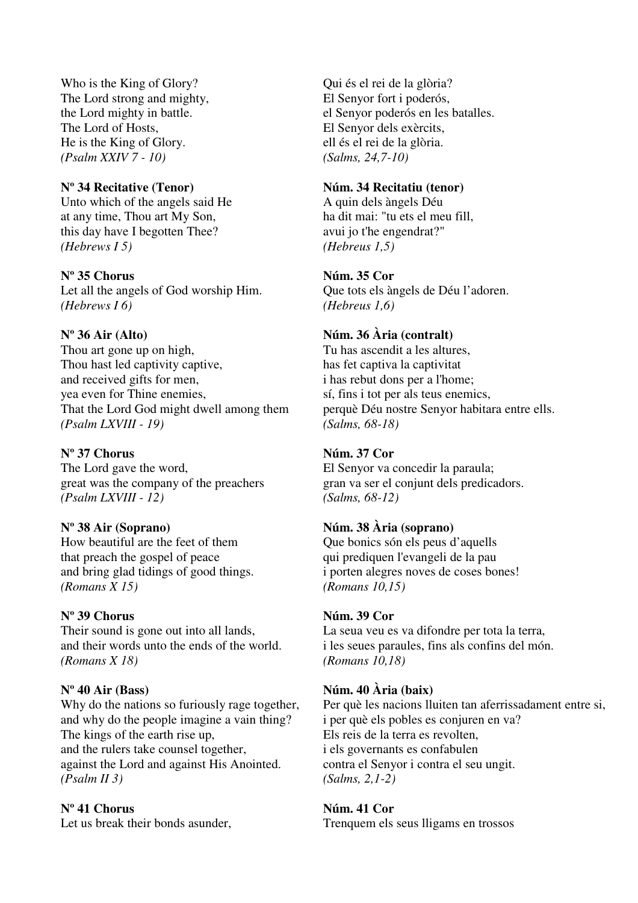Who is the King of Glory?
The Lord strong and mighty,
the Lord mighty in battle.
The Lord of Hosts,
He is the King of Glory.
*(Psalm XXIV 7 - 10)*

Qui és el rei de la glòria?
El Senyor fort i poderós,
el Senyor poderós en les batalles.
El Senyor dels exèrcits,
ell és el rei de la glòria.
*(Salms, 24,7-10)*

**Nº 34 Recitative (Tenor)**
Unto which of the angels said He
at any time, Thou art My Son,
this day have I begotten Thee?
*(Hebrews I 5)*

**Núm. 34 Recitatiu (tenor)**
A quin dels àngels Déu
ha dit mai: "tu ets el meu fill,
avui jo t'he engendrat?"
*(Hebreus 1,5)*

**Nº 35 Chorus**
Let all the angels of God worship Him.
*(Hebrews I 6)*

**Núm. 35 Cor**
Que tots els àngels de Déu l'adoren.
*(Hebreus 1,6)*

**Nº 36 Air (Alto)**
Thou art gone up on high,
Thou hast led captivity captive,
and received gifts for men,
yea even for Thine enemies,
That the Lord God might dwell among them
*(Psalm LXVIII - 19)*

**Núm. 36 Ària (contralt)**
Tu has ascendit a les altures,
has fet captiva la captivitat
i has rebut dons per a l'home;
sí, fins i tot per als teus enemics,
perquè Déu nostre Senyor habitara entre ells.
*(Salms, 68-18)*

**Nº 37 Chorus**
The Lord gave the word,
great was the company of the preachers
*(Psalm LXVIII - 12)*

**Núm. 37 Cor**
El Senyor va concedir la paraula;
gran va ser el conjunt dels predicadors.
*(Salms, 68-12)*

**Nº 38 Air (Soprano)**
How beautiful are the feet of them
that preach the gospel of peace
and bring glad tidings of good things.
*(Romans X 15)*

**Núm. 38 Ària (soprano)**
Que bonics són els peus d'aquells
qui prediquen l'evangeli de la pau
i porten alegres noves de coses bones!
*(Romans 10,15)*

**Nº 39 Chorus**
Their sound is gone out into all lands,
and their words unto the ends of the world.
*(Romans X 18)*

**Núm. 39 Cor**
La seua veu es va difondre per tota la terra,
i les seues paraules, fins als confins del món.
*(Romans 10,18)*

**Nº 40 Air (Bass)**
Why do the nations so furiously rage together,
and why do the people imagine a vain thing?
The kings of the earth rise up,
and the rulers take counsel together,
against the Lord and against His Anointed.
*(Psalm II 3)*

**Núm. 40 Ària (baix)**
Per què les nacions lluiten tan aferrissadament entre si,
i per què els pobles es conjuren en va?
Els reis de la terra es revolten,
i els governants es confabulen
contra el Senyor i contra el seu ungit.
*(Salms, 2,1-2)*

**Nº 41 Chorus**
Let us break their bonds asunder,

**Núm. 41 Cor**
Trenquem els seus lligams en trossos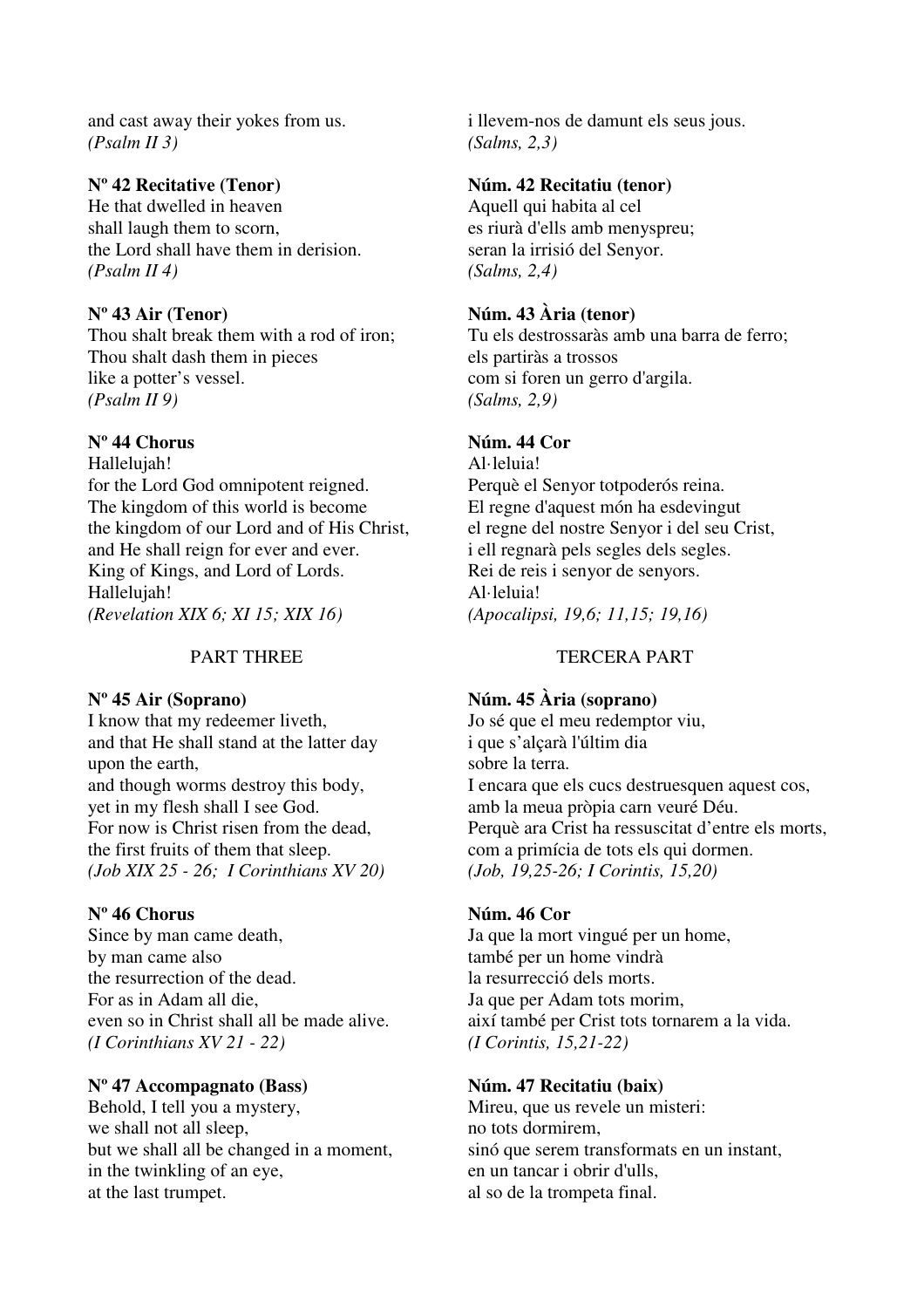and cast away their yokes from us.
*(Psalm II 3)*

i llevem-nos de damunt els seus jous.
*(Salms, 2,3)*

**Nº 42 Recitative (Tenor)**
He that dwelled in heaven
shall laugh them to scorn,
the Lord shall have them in derision.
*(Psalm II 4)*

**Núm. 42 Recitatiu (tenor)**
Aquell qui habita al cel
es riurà d'ells amb menyspreu;
seran la irrisió del Senyor.
*(Salms, 2,4)*

**Nº 43 Air (Tenor)**
Thou shalt break them with a rod of iron;
Thou shalt dash them in pieces
like a potter's vessel.
*(Psalm II 9)*

**Núm. 43 Ària (tenor)**
Tu els destrossaràs amb una barra de ferro;
els partiràs a trossos
com si foren un gerro d'argila.
*(Salms, 2,9)*

**Nº 44 Chorus**
Hallelujah!
for the Lord God omnipotent reigned.
The kingdom of this world is become
the kingdom of our Lord and of His Christ,
and He shall reign for ever and ever.
King of Kings, and Lord of Lords.
Hallelujah!
*(Revelation XIX 6; XI 15; XIX 16)*

**Núm. 44 Cor**
Al·leluia!
Perquè el Senyor totpoderós reina.
El regne d'aquest món ha esdevingut
el regne del nostre Senyor i del seu Crist,
i ell regnarà pels segles dels segles.
Rei de reis i senyor de senyors.
Al·leluia!
*(Apocalipsi, 19,6; 11,15; 19,16)*

## PART THREE

## TERCERA PART

**Nº 45 Air (Soprano)**
I know that my redeemer liveth,
and that He shall stand at the latter day
upon the earth,
and though worms destroy this body,
yet in my flesh shall I see God.
For now is Christ risen from the dead,
the first fruits of them that sleep.
*(Job XIX 25 - 26; I Corinthians XV 20)*

**Núm. 45 Ària (soprano)**
Jo sé que el meu redemptor viu,
i que s'alçarà l'últim dia
sobre la terra.
I encara que els cucs destruesquen aquest cos,
amb la meua pròpia carn veuré Déu.
Perquè ara Crist ha ressuscitat d'entre els morts,
com a primícia de tots els qui dormen.
*(Job, 19,25-26; I Corintis, 15,20)*

**Nº 46 Chorus**
Since by man came death,
by man came also
the resurrection of the dead.
For as in Adam all die,
even so in Christ shall all be made alive.
*(I Corinthians XV 21 - 22)*

**Núm. 46 Cor**
Ja que la mort vingué per un home,
també per un home vindrà
la resurrecció dels morts.
Ja que per Adam tots morim,
així també per Crist tots tornarem a la vida.
*(I Corintis, 15,21-22)*

**Nº 47 Accompagnato (Bass)**
Behold, I tell you a mystery,
we shall not all sleep,
but we shall all be changed in a moment,
in the twinkling of an eye,
at the last trumpet.

**Núm. 47 Recitatiu (baix)**
Mireu, que us revele un misteri:
no tots dormirem,
sinó que serem transformats en un instant,
en un tancar i obrir d'ulls,
al so de la trompeta final.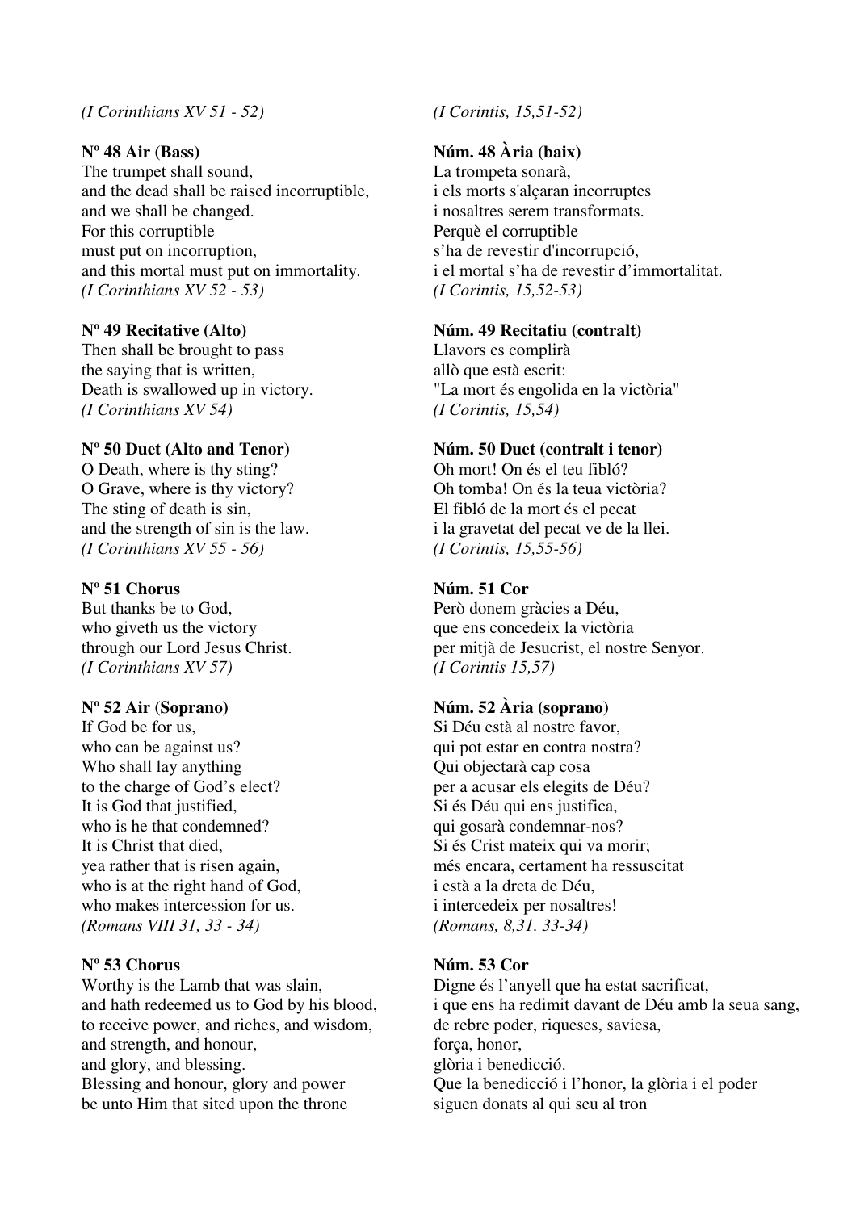*(I Corinthians XV 51 - 52)*

*(I Corintis, 15,51-52)*

**Nº 48 Air (Bass)**
The trumpet shall sound,
and the dead shall be raised incorruptible,
and we shall be changed.
For this corruptible
must put on incorruption,
and this mortal must put on immortality.
*(I Corinthians XV 52 - 53)*

**Núm. 48 Ària (baix)**
La trompeta sonarà,
i els morts s'alçaran incorruptes
i nosaltres serem transformats.
Perquè el corruptible
s'ha de revestir d'incorrupció,
i el mortal s'ha de revestir d'immortalitat.
*(I Corintis, 15,52-53)*

**Nº 49 Recitative (Alto)**
Then shall be brought to pass
the saying that is written,
Death is swallowed up in victory.
*(I Corinthians XV 54)*

**Núm. 49 Recitatiu (contralt)**
Llavors es complirà
allò que està escrit:
"La mort és engolida en la victòria"
*(I Corintis, 15,54)*

**Nº 50 Duet (Alto and Tenor)**
O Death, where is thy sting?
O Grave, where is thy victory?
The sting of death is sin,
and the strength of sin is the law.
*(I Corinthians XV 55 - 56)*

**Núm. 50 Duet (contralt i tenor)**
Oh mort! On és el teu fibló?
Oh tomba! On és la teua victòria?
El fibló de la mort és el pecat
i la gravetat del pecat ve de la llei.
*(I Corintis, 15,55-56)*

**Nº 51 Chorus**
But thanks be to God,
who giveth us the victory
through our Lord Jesus Christ.
*(I Corinthians XV 57)*

**Núm. 51 Cor**
Però donem gràcies a Déu,
que ens concedeix la victòria
per mitjà de Jesucrist, el nostre Senyor.
*(I Corintis 15,57)*

**Nº 52 Air (Soprano)**
If God be for us,
who can be against us?
Who shall lay anything
to the charge of God's elect?
It is God that justified,
who is he that condemned?
It is Christ that died,
yea rather that is risen again,
who is at the right hand of God,
who makes intercession for us.
*(Romans VIII 31, 33 - 34)*

**Núm. 52 Ària (soprano)**
Si Déu està al nostre favor,
qui pot estar en contra nostra?
Qui objectarà cap cosa
per a acusar els elegits de Déu?
Si és Déu qui ens justifica,
qui gosarà condemnar-nos?
Si és Crist mateix qui va morir;
més encara, certament ha ressuscitat
i està a la dreta de Déu,
i intercedeix per nosaltres!
*(Romans, 8,31. 33-34)*

**Nº 53 Chorus**
Worthy is the Lamb that was slain,
and hath redeemed us to God by his blood,
to receive power, and riches, and wisdom,
and strength, and honour,
and glory, and blessing.
Blessing and honour, glory and power
be unto Him that sited upon the throne

**Núm. 53 Cor**
Digne és l'anyell que ha estat sacrificat,
i que ens ha redimit davant de Déu amb la seua sang,
de rebre poder, riqueses, saviesa,
força, honor,
glòria i benedicció.
Que la benedicció i l'honor, la glòria i el poder
siguen donats al qui seu al tron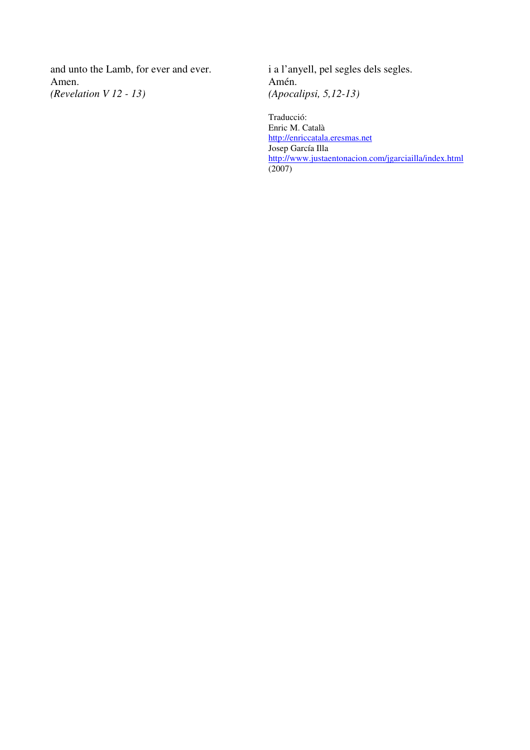and unto the Lamb, for ever and ever.
Amen.
*(Revelation V 12 - 13)*

i a l'anyell, pel segles dels segles.
Amén.
*(Apocalipsi, 5,12-13)*

Traducció:
Enric M. Català
http://enriccatala.eresmas.net
Josep García Illa
http://www.justaentonacion.com/jgarciailla/index.html
(2007)